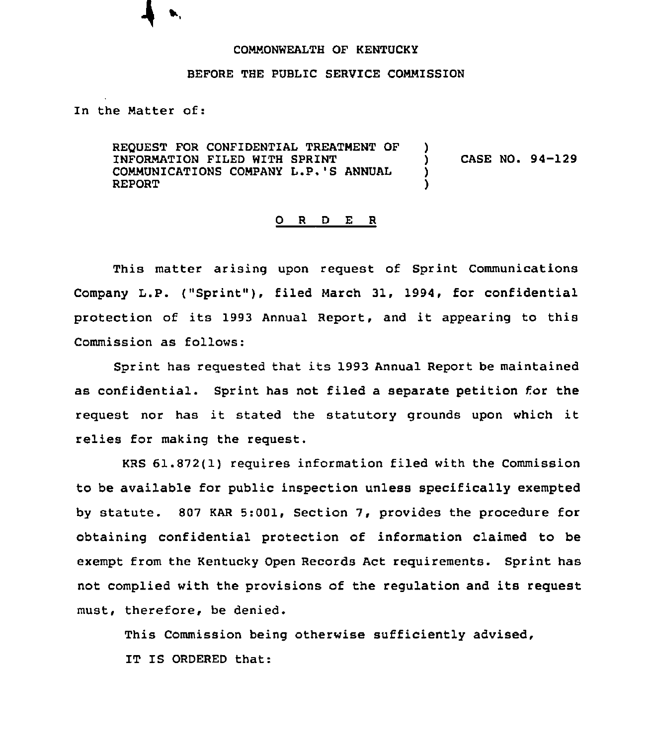COMMONWEALTH OF KENTUCKY

BEFORE THE PUBLIC SERVICE COMMISSION

In the Matter of:

REQUEST FOR CONFIDENTIAL TREATMENT OF INFORMATION FILED WITH SPRINT COMMUNICATIONS COMPANY L.P.'S ANNUAL REPORT ) CASE NO. 94-129

O R D E R

This matter arising upon request of Sprint Communications Company L.P. ("Sprint"), filed March 31, 1994, for confidential protection of its 1993 Annual Report, and it appearing to this Commission as follows:

Sprint has requested that its 1993 Annual Report be maintained as confidential. Sprint has not filed a separate petition for the request nor has it stated the statutory grounds upon which it relies for making the request.

KRS 61.872(1) requires information filed with the Commission to be available for public inspection unless specifically exempted by statute. 807 KAR 5:001, Section 7, provides the procedure for obtaining confidential protection of information claimed to be exempt from the Kentucky Open Records Act requirements. Sprint has not complied with the provisions of the regulation and its request must, therefore, be denied.

This Commission being otherwise sufficiently advised,

IT IS ORDERED that: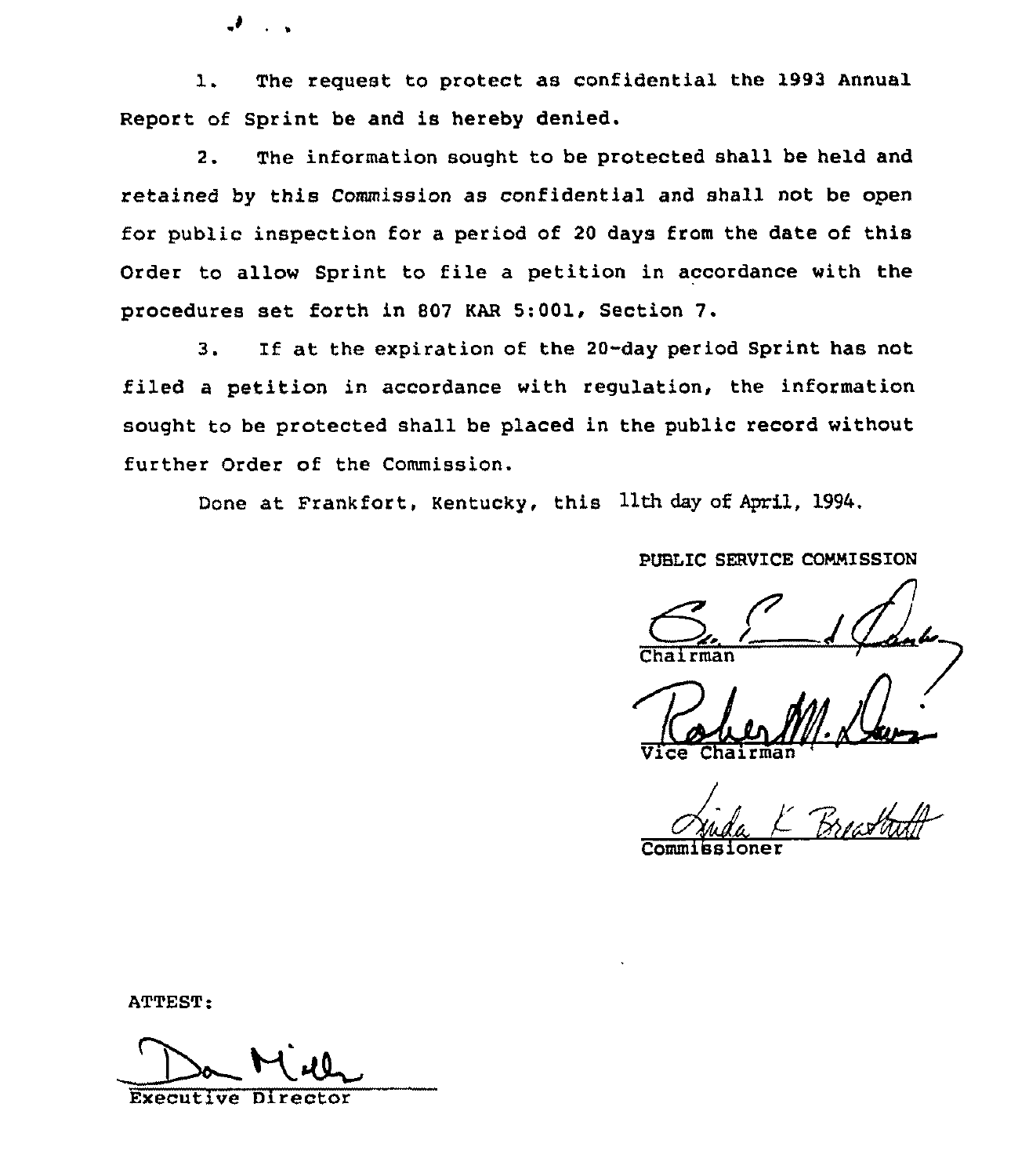1. The request to protect as confidential the 1993 Annual Report of Sprint be and is hereby denied.

2. The information sought to be protected shall be held and retained by this Commission as confidential and shall not be open for public inspection for a period of 20 days from the date of this Order to allow Sprint to file a petition in accordance with the procedures set forth in 807 KAR 5:001, Section 7.

3. If at the expiration of the 20-day period Sprint has not filed a petition in accordance with regulation, the information sought to be protected shall be placed in the public record without further Order of the Commission.

Done at Frankfort, Kentucky, this 11th day of April, 1994.

PUBLIC SERVICE COMMISSION

Chairman

Vice Chairman

Commissioner

ATTEST:

Executive Director